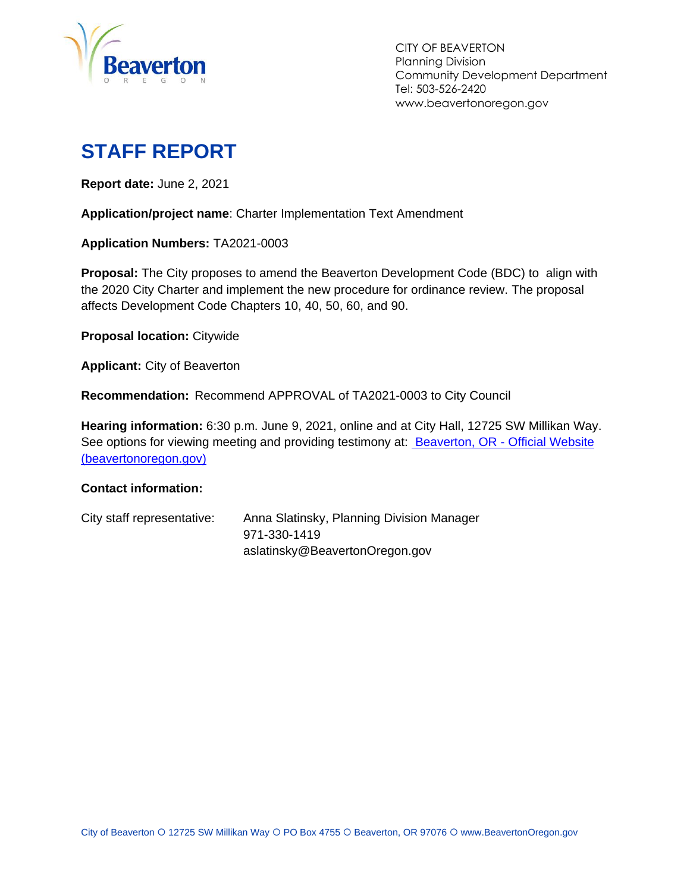CITY OF BEAVERTON
Planning Division
Community Development Department
Tel: 503-526-2420
www.beavertonoregon.gov

# STAFF REPORT

**Report date:** June 2, 2021

**Application/project name**: Charter Implementation Text Amendment

**Application Numbers:** TA2021-0003

**Proposal:** The City proposes to amend the Beaverton Development Code (BDC) to align with the 2020 City Charter and implement the new procedure for ordinance review. The proposal affects Development Code Chapters 10, 40, 50, 60, and 90.

**Proposal location:** Citywide

**Applicant:** City of Beaverton

**Recommendation:** Recommend APPROVAL of TA2021-0003 to City Council

**Hearing information:** 6:30 p.m. June 9, 2021, online and at City Hall, 12725 SW Millikan Way. See options for viewing meeting and providing testimony at: [Beaverton, OR - Official Website (beavertonoregon.gov)](beavertonoregon.gov)

**Contact information:**

City staff representative: Anna Slatinsky, Planning Division Manager
971-330-1419
aslatinsky@BeavertonOregon.gov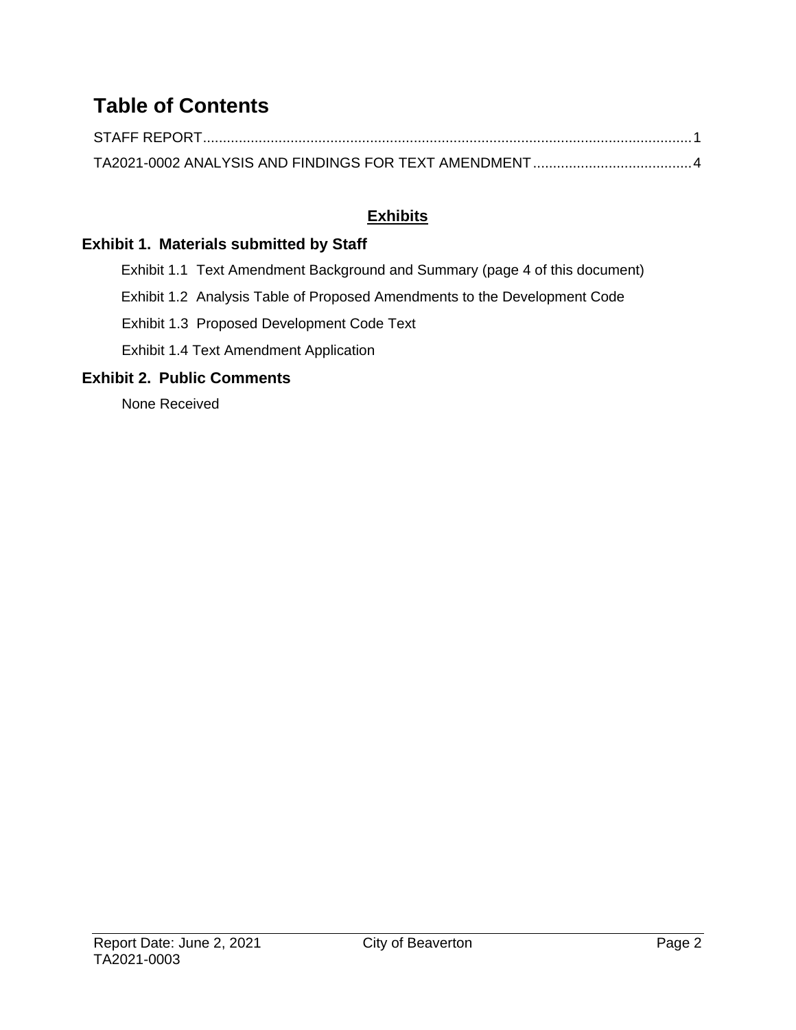# Table of Contents

STAFF REPORT........................................................................................................................1

TA2021-0002 ANALYSIS AND FINDINGS FOR TEXT AMENDMENT........................................4

## Exhibits

### Exhibit 1. Materials submitted by Staff

Exhibit 1.1 Text Amendment Background and Summary (page 4 of this document)

Exhibit 1.2 Analysis Table of Proposed Amendments to the Development Code

Exhibit 1.3 Proposed Development Code Text

Exhibit 1.4 Text Amendment Application

### Exhibit 2. Public Comments

None Received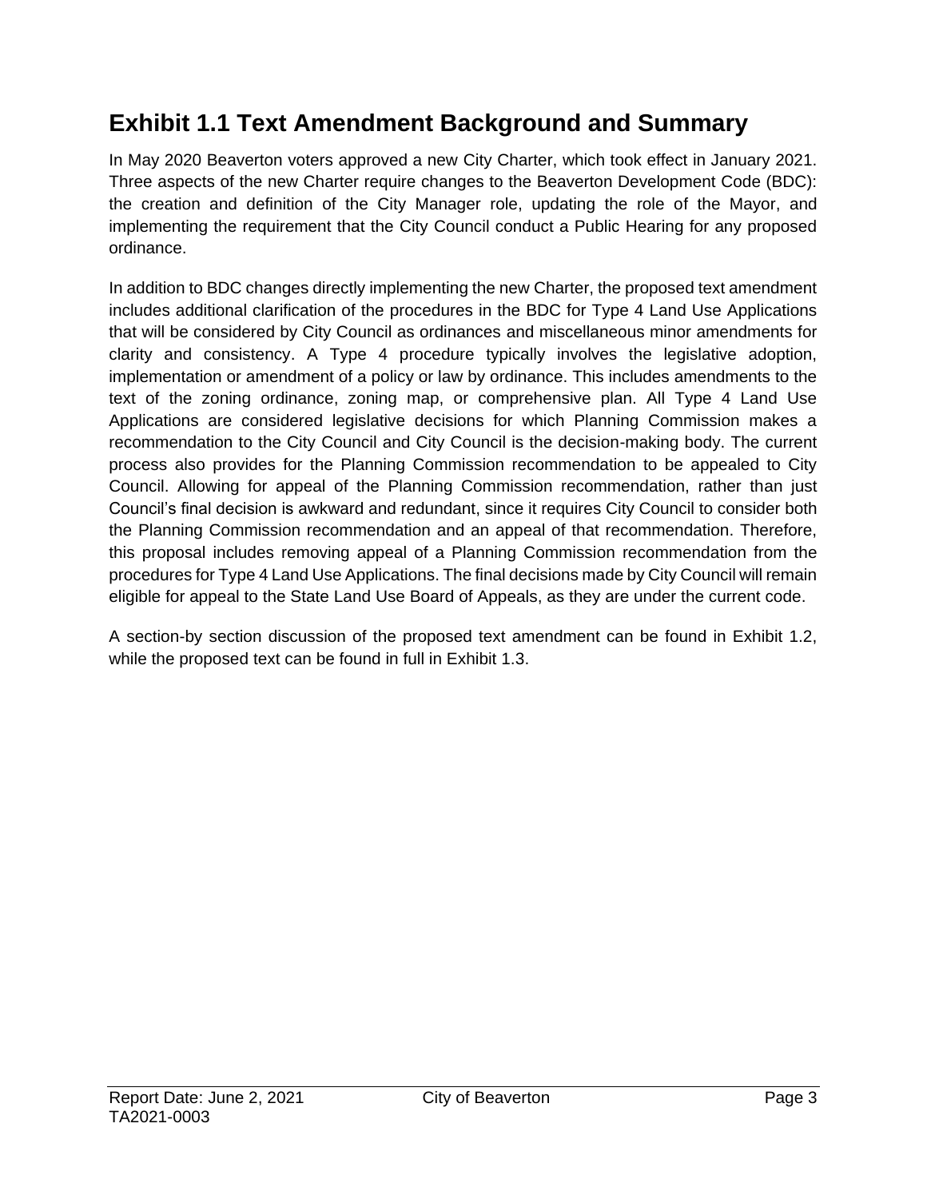# Exhibit 1.1 Text Amendment Background and Summary

In May 2020 Beaverton voters approved a new City Charter, which took effect in January 2021. Three aspects of the new Charter require changes to the Beaverton Development Code (BDC): the creation and definition of the City Manager role, updating the role of the Mayor, and implementing the requirement that the City Council conduct a Public Hearing for any proposed ordinance.

In addition to BDC changes directly implementing the new Charter, the proposed text amendment includes additional clarification of the procedures in the BDC for Type 4 Land Use Applications that will be considered by City Council as ordinances and miscellaneous minor amendments for clarity and consistency. A Type 4 procedure typically involves the legislative adoption, implementation or amendment of a policy or law by ordinance. This includes amendments to the text of the zoning ordinance, zoning map, or comprehensive plan. All Type 4 Land Use Applications are considered legislative decisions for which Planning Commission makes a recommendation to the City Council and City Council is the decision-making body. The current process also provides for the Planning Commission recommendation to be appealed to City Council. Allowing for appeal of the Planning Commission recommendation, rather than just Council's final decision is awkward and redundant, since it requires City Council to consider both the Planning Commission recommendation and an appeal of that recommendation. Therefore, this proposal includes removing appeal of a Planning Commission recommendation from the procedures for Type 4 Land Use Applications. The final decisions made by City Council will remain eligible for appeal to the State Land Use Board of Appeals, as they are under the current code.

A section-by section discussion of the proposed text amendment can be found in Exhibit 1.2, while the proposed text can be found in full in Exhibit 1.3.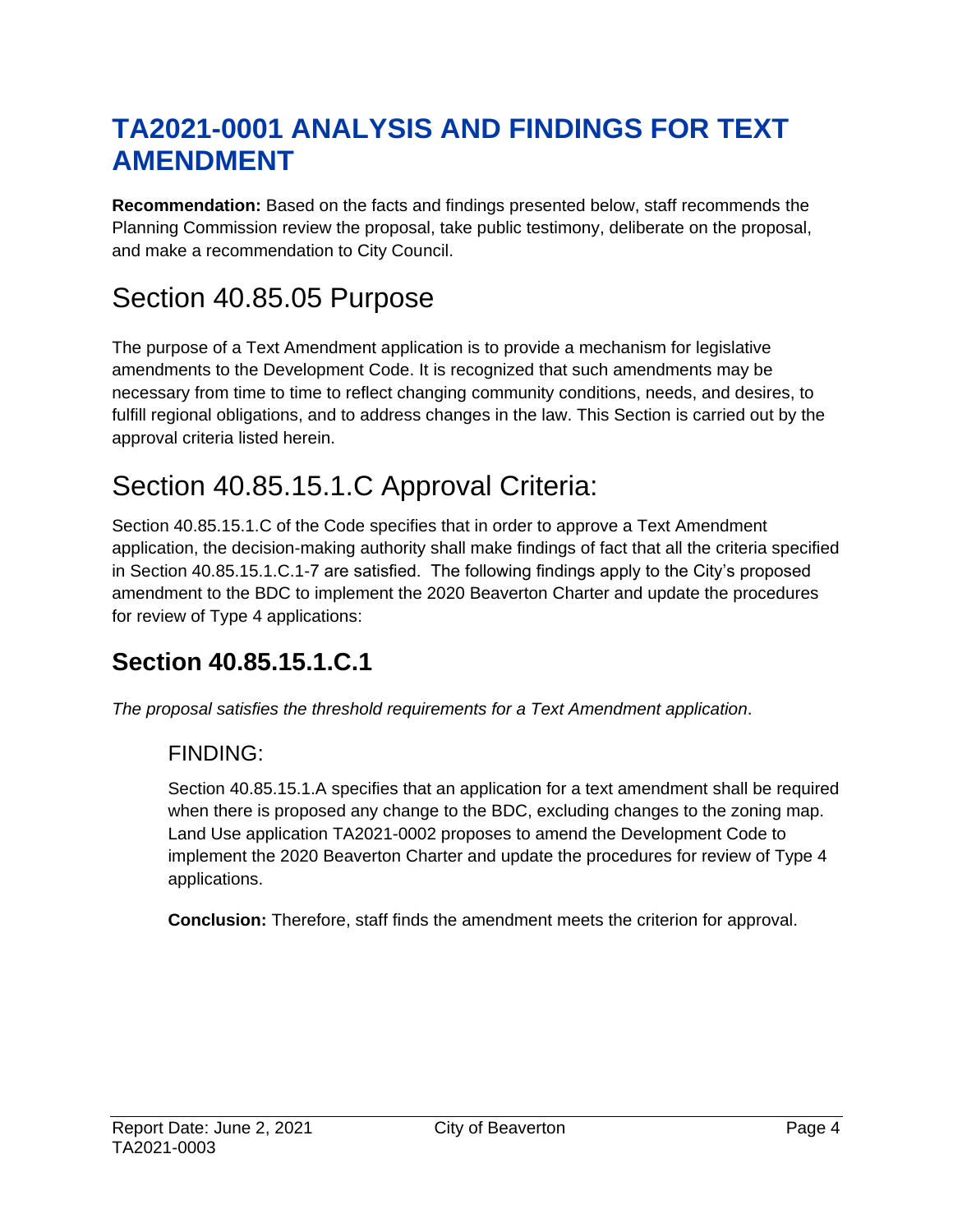# TA2021-0001 ANALYSIS AND FINDINGS FOR TEXT AMENDMENT

**Recommendation:** Based on the facts and findings presented below, staff recommends the Planning Commission review the proposal, take public testimony, deliberate on the proposal, and make a recommendation to City Council.

# Section 40.85.05 Purpose

The purpose of a Text Amendment application is to provide a mechanism for legislative amendments to the Development Code. It is recognized that such amendments may be necessary from time to time to reflect changing community conditions, needs, and desires, to fulfill regional obligations, and to address changes in the law. This Section is carried out by the approval criteria listed herein.

# Section 40.85.15.1.C Approval Criteria:

Section 40.85.15.1.C of the Code specifies that in order to approve a Text Amendment application, the decision-making authority shall make findings of fact that all the criteria specified in Section 40.85.15.1.C.1-7 are satisfied. The following findings apply to the City's proposed amendment to the BDC to implement the 2020 Beaverton Charter and update the procedures for review of Type 4 applications:

## Section 40.85.15.1.C.1

*The proposal satisfies the threshold requirements for a Text Amendment application*.

### FINDING:

Section 40.85.15.1.A specifies that an application for a text amendment shall be required when there is proposed any change to the BDC, excluding changes to the zoning map. Land Use application TA2021-0002 proposes to amend the Development Code to implement the 2020 Beaverton Charter and update the procedures for review of Type 4 applications.

**Conclusion:** Therefore, staff finds the amendment meets the criterion for approval.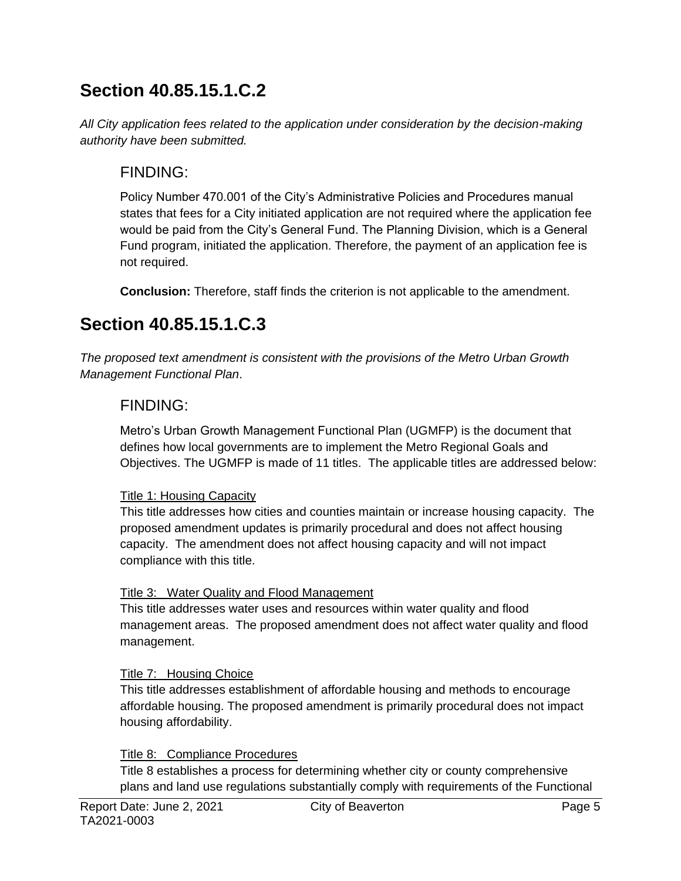## Section 40.85.15.1.C.2

*All City application fees related to the application under consideration by the decision-making authority have been submitted.*

### FINDING:

Policy Number 470.001 of the City's Administrative Policies and Procedures manual states that fees for a City initiated application are not required where the application fee would be paid from the City's General Fund. The Planning Division, which is a General Fund program, initiated the application. Therefore, the payment of an application fee is not required.

**Conclusion:** Therefore, staff finds the criterion is not applicable to the amendment.

## Section 40.85.15.1.C.3

*The proposed text amendment is consistent with the provisions of the Metro Urban Growth Management Functional Plan*.

### FINDING:

Metro's Urban Growth Management Functional Plan (UGMFP) is the document that defines how local governments are to implement the Metro Regional Goals and Objectives. The UGMFP is made of 11 titles. The applicable titles are addressed below:

<u>Title 1: Housing Capacity</u>
This title addresses how cities and counties maintain or increase housing capacity. The proposed amendment updates is primarily procedural and does not affect housing capacity. The amendment does not affect housing capacity and will not impact compliance with this title.

<u>Title 3: Water Quality and Flood Management</u>
This title addresses water uses and resources within water quality and flood management areas. The proposed amendment does not affect water quality and flood management.

<u>Title 7: Housing Choice</u>
This title addresses establishment of affordable housing and methods to encourage affordable housing. The proposed amendment is primarily procedural does not impact housing affordability.

<u>Title 8: Compliance Procedures</u>
Title 8 establishes a process for determining whether city or county comprehensive plans and land use regulations substantially comply with requirements of the Functional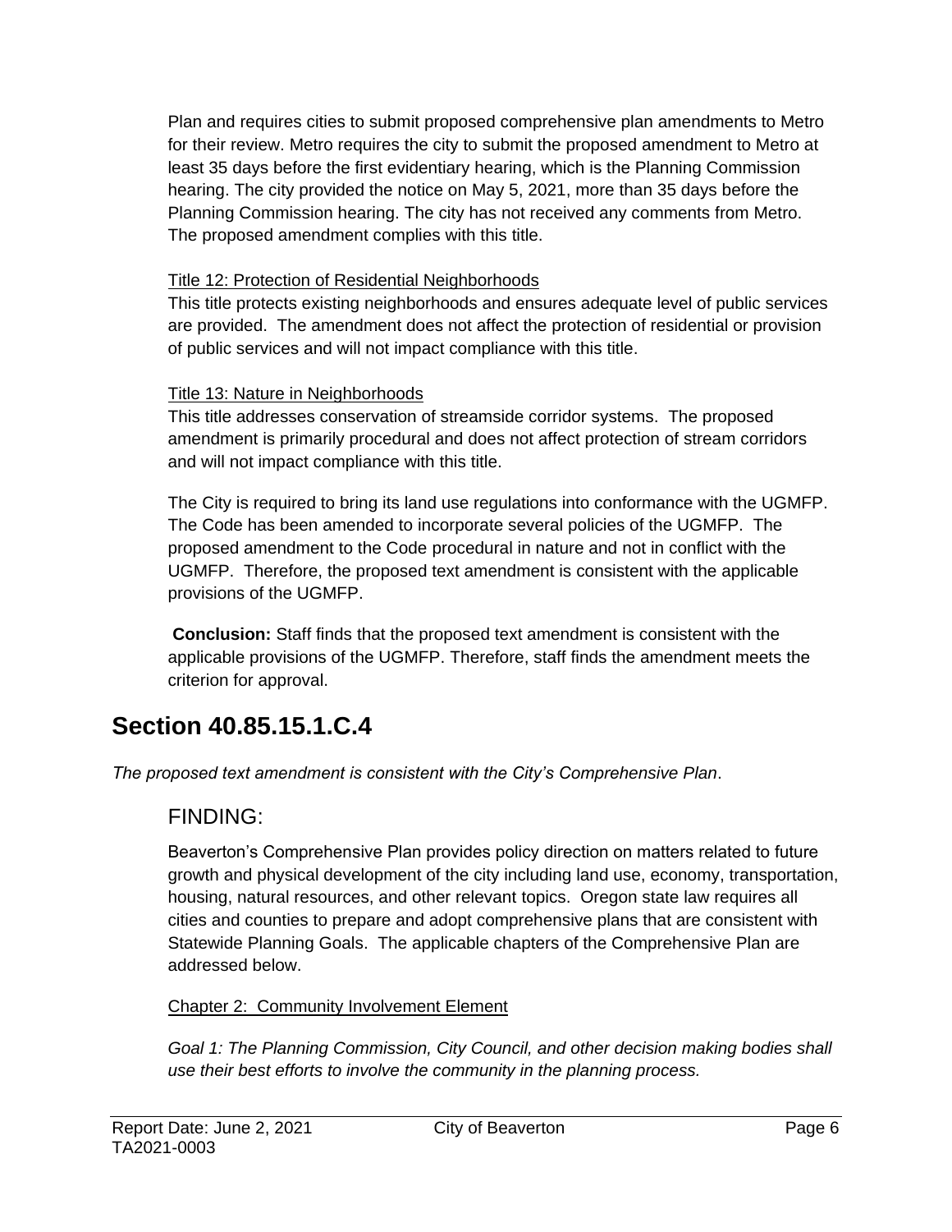Plan and requires cities to submit proposed comprehensive plan amendments to Metro for their review. Metro requires the city to submit the proposed amendment to Metro at least 35 days before the first evidentiary hearing, which is the Planning Commission hearing. The city provided the notice on May 5, 2021, more than 35 days before the Planning Commission hearing. The city has not received any comments from Metro. The proposed amendment complies with this title.

Title 12: Protection of Residential Neighborhoods

This title protects existing neighborhoods and ensures adequate level of public services are provided. The amendment does not affect the protection of residential or provision of public services and will not impact compliance with this title.

Title 13: Nature in Neighborhoods

This title addresses conservation of streamside corridor systems. The proposed amendment is primarily procedural and does not affect protection of stream corridors and will not impact compliance with this title.

The City is required to bring its land use regulations into conformance with the UGMFP. The Code has been amended to incorporate several policies of the UGMFP. The proposed amendment to the Code procedural in nature and not in conflict with the UGMFP. Therefore, the proposed text amendment is consistent with the applicable provisions of the UGMFP.

**Conclusion:** Staff finds that the proposed text amendment is consistent with the applicable provisions of the UGMFP. Therefore, staff finds the amendment meets the criterion for approval.

# Section 40.85.15.1.C.4

*The proposed text amendment is consistent with the City's Comprehensive Plan*.

## FINDING:

Beaverton's Comprehensive Plan provides policy direction on matters related to future growth and physical development of the city including land use, economy, transportation, housing, natural resources, and other relevant topics. Oregon state law requires all cities and counties to prepare and adopt comprehensive plans that are consistent with Statewide Planning Goals. The applicable chapters of the Comprehensive Plan are addressed below.

Chapter 2: Community Involvement Element

*Goal 1: The Planning Commission, City Council, and other decision making bodies shall use their best efforts to involve the community in the planning process.*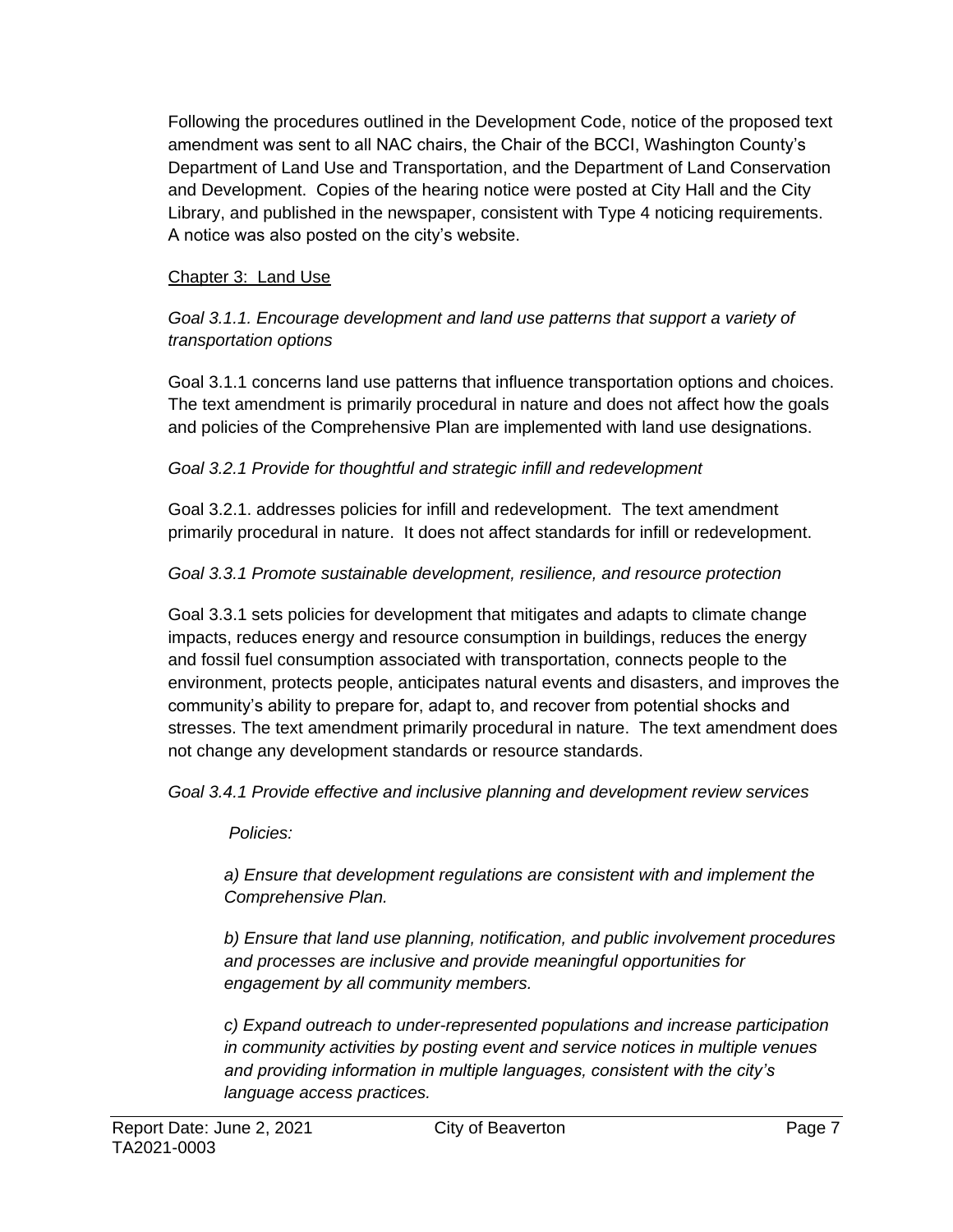Following the procedures outlined in the Development Code, notice of the proposed text amendment was sent to all NAC chairs, the Chair of the BCCI, Washington County's Department of Land Use and Transportation, and the Department of Land Conservation and Development. Copies of the hearing notice were posted at City Hall and the City Library, and published in the newspaper, consistent with Type 4 noticing requirements. A notice was also posted on the city's website.

Chapter 3: Land Use

*Goal 3.1.1. Encourage development and land use patterns that support a variety of transportation options*

Goal 3.1.1 concerns land use patterns that influence transportation options and choices. The text amendment is primarily procedural in nature and does not affect how the goals and policies of the Comprehensive Plan are implemented with land use designations.

*Goal 3.2.1 Provide for thoughtful and strategic infill and redevelopment*

Goal 3.2.1. addresses policies for infill and redevelopment. The text amendment primarily procedural in nature. It does not affect standards for infill or redevelopment.

*Goal 3.3.1 Promote sustainable development, resilience, and resource protection*

Goal 3.3.1 sets policies for development that mitigates and adapts to climate change impacts, reduces energy and resource consumption in buildings, reduces the energy and fossil fuel consumption associated with transportation, connects people to the environment, protects people, anticipates natural events and disasters, and improves the community's ability to prepare for, adapt to, and recover from potential shocks and stresses. The text amendment primarily procedural in nature. The text amendment does not change any development standards or resource standards.

*Goal 3.4.1 Provide effective and inclusive planning and development review services*

*Policies:*

*a) Ensure that development regulations are consistent with and implement the Comprehensive Plan.*

*b) Ensure that land use planning, notification, and public involvement procedures and processes are inclusive and provide meaningful opportunities for engagement by all community members.*

*c) Expand outreach to under-represented populations and increase participation in community activities by posting event and service notices in multiple venues and providing information in multiple languages, consistent with the city's language access practices.*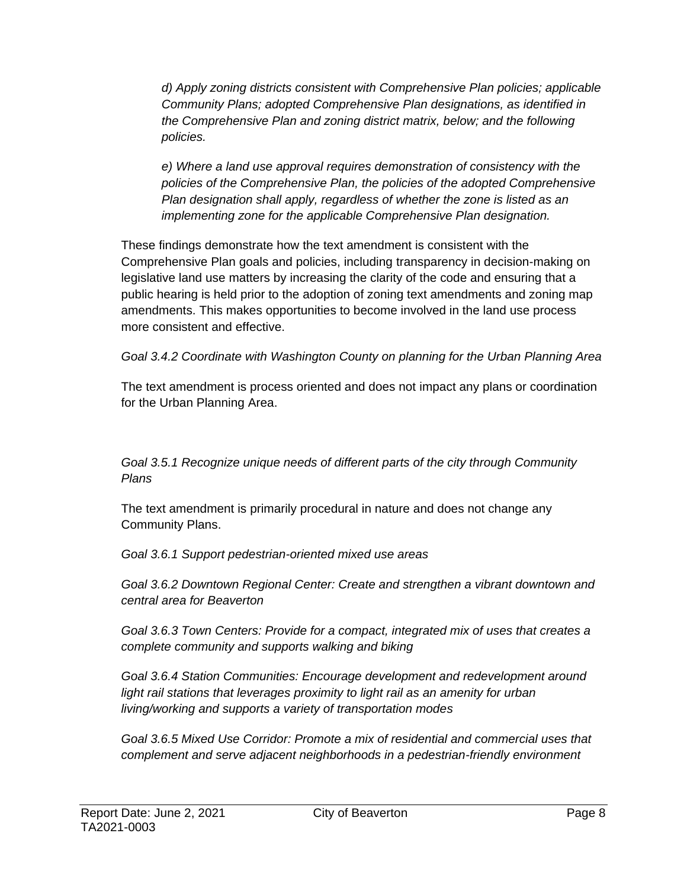*d) Apply zoning districts consistent with Comprehensive Plan policies; applicable Community Plans; adopted Comprehensive Plan designations, as identified in the Comprehensive Plan and zoning district matrix, below; and the following policies.*

*e) Where a land use approval requires demonstration of consistency with the policies of the Comprehensive Plan, the policies of the adopted Comprehensive Plan designation shall apply, regardless of whether the zone is listed as an implementing zone for the applicable Comprehensive Plan designation.*

These findings demonstrate how the text amendment is consistent with the Comprehensive Plan goals and policies, including transparency in decision-making on legislative land use matters by increasing the clarity of the code and ensuring that a public hearing is held prior to the adoption of zoning text amendments and zoning map amendments. This makes opportunities to become involved in the land use process more consistent and effective.

*Goal 3.4.2 Coordinate with Washington County on planning for the Urban Planning Area*

The text amendment is process oriented and does not impact any plans or coordination for the Urban Planning Area.

*Goal 3.5.1 Recognize unique needs of different parts of the city through Community Plans*

The text amendment is primarily procedural in nature and does not change any Community Plans.

*Goal 3.6.1 Support pedestrian-oriented mixed use areas*

*Goal 3.6.2 Downtown Regional Center: Create and strengthen a vibrant downtown and central area for Beaverton*

*Goal 3.6.3 Town Centers: Provide for a compact, integrated mix of uses that creates a complete community and supports walking and biking*

*Goal 3.6.4 Station Communities: Encourage development and redevelopment around light rail stations that leverages proximity to light rail as an amenity for urban living/working and supports a variety of transportation modes*

*Goal 3.6.5 Mixed Use Corridor: Promote a mix of residential and commercial uses that complement and serve adjacent neighborhoods in a pedestrian-friendly environment*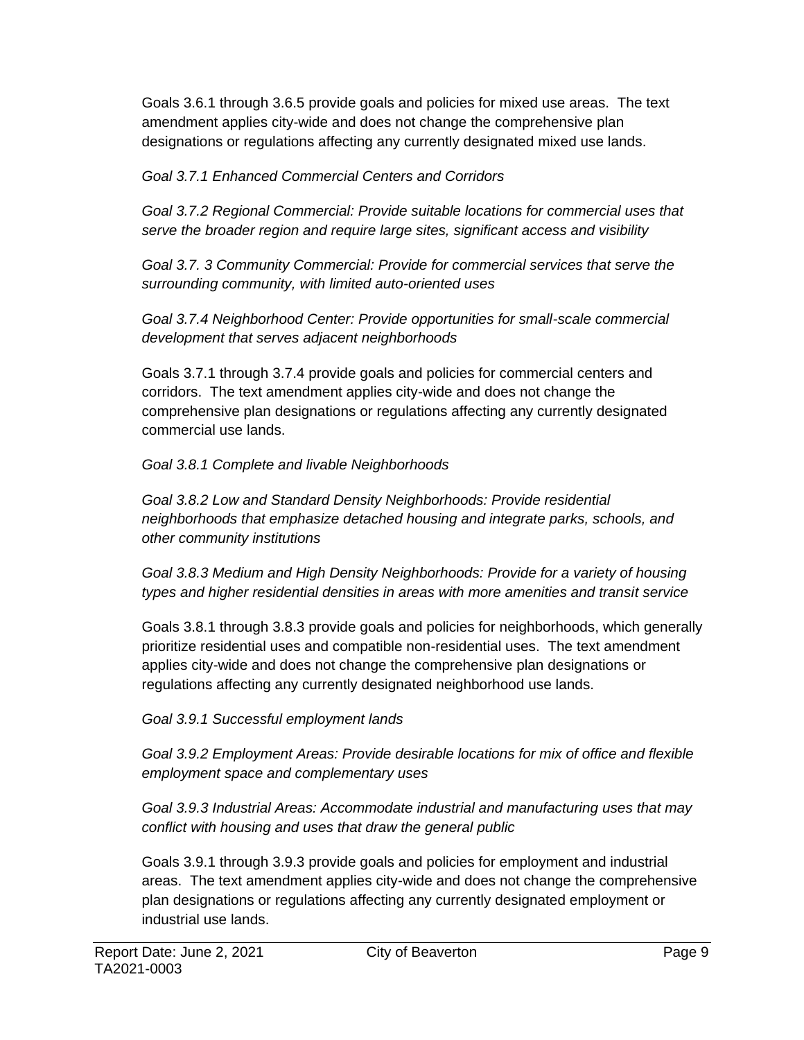Goals 3.6.1 through 3.6.5 provide goals and policies for mixed use areas. The text amendment applies city-wide and does not change the comprehensive plan designations or regulations affecting any currently designated mixed use lands.

*Goal 3.7.1 Enhanced Commercial Centers and Corridors*

*Goal 3.7.2 Regional Commercial: Provide suitable locations for commercial uses that serve the broader region and require large sites, significant access and visibility*

*Goal 3.7. 3 Community Commercial: Provide for commercial services that serve the surrounding community, with limited auto-oriented uses*

*Goal 3.7.4 Neighborhood Center: Provide opportunities for small-scale commercial development that serves adjacent neighborhoods*

Goals 3.7.1 through 3.7.4 provide goals and policies for commercial centers and corridors. The text amendment applies city-wide and does not change the comprehensive plan designations or regulations affecting any currently designated commercial use lands.

*Goal 3.8.1 Complete and livable Neighborhoods*

*Goal 3.8.2 Low and Standard Density Neighborhoods: Provide residential neighborhoods that emphasize detached housing and integrate parks, schools, and other community institutions*

*Goal 3.8.3 Medium and High Density Neighborhoods: Provide for a variety of housing types and higher residential densities in areas with more amenities and transit service*

Goals 3.8.1 through 3.8.3 provide goals and policies for neighborhoods, which generally prioritize residential uses and compatible non-residential uses. The text amendment applies city-wide and does not change the comprehensive plan designations or regulations affecting any currently designated neighborhood use lands.

*Goal 3.9.1 Successful employment lands*

*Goal 3.9.2 Employment Areas: Provide desirable locations for mix of office and flexible employment space and complementary uses*

*Goal 3.9.3 Industrial Areas: Accommodate industrial and manufacturing uses that may conflict with housing and uses that draw the general public*

Goals 3.9.1 through 3.9.3 provide goals and policies for employment and industrial areas. The text amendment applies city-wide and does not change the comprehensive plan designations or regulations affecting any currently designated employment or industrial use lands.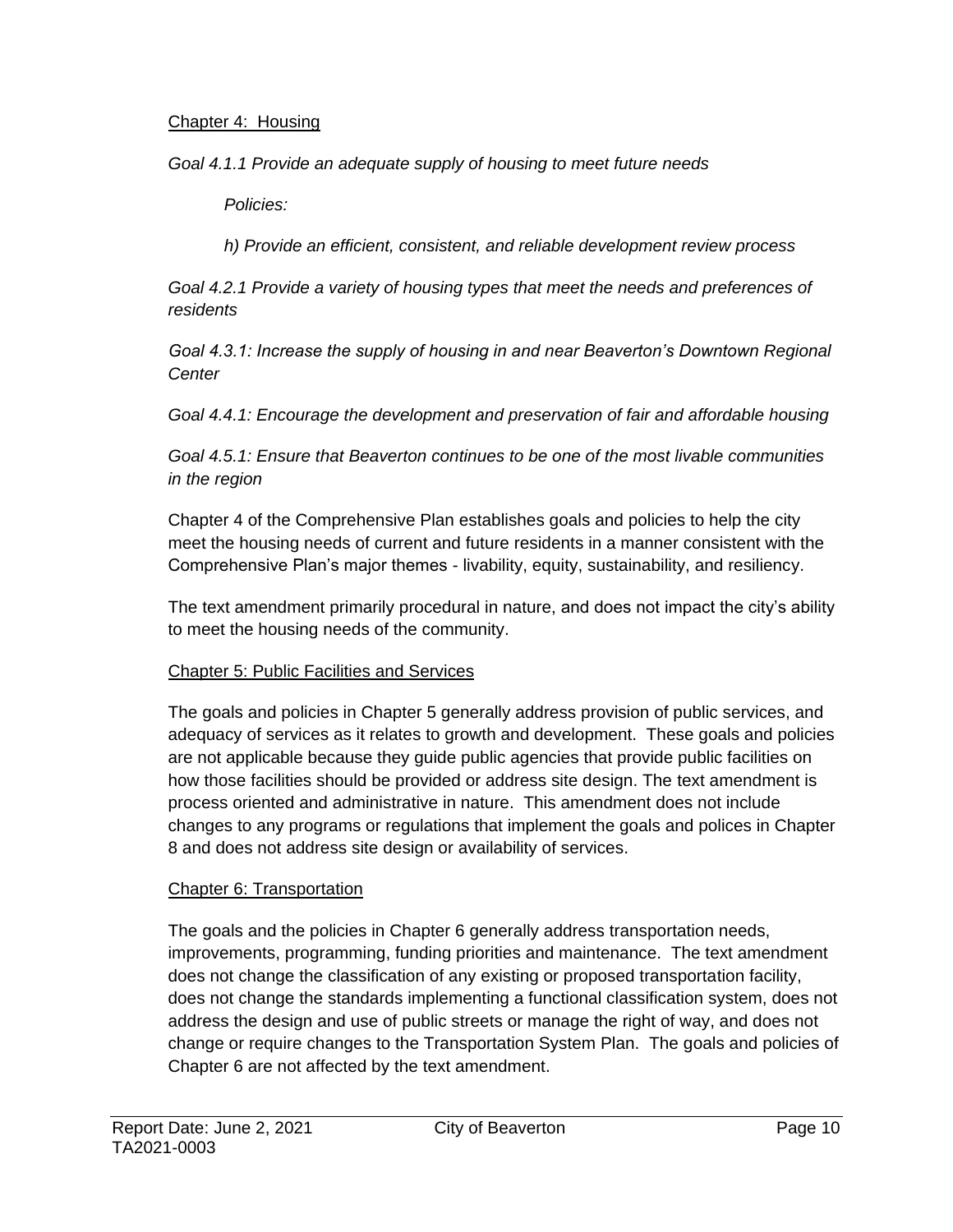Chapter 4: Housing

*Goal 4.1.1 Provide an adequate supply of housing to meet future needs*

> *Policies:*
>
> *h) Provide an efficient, consistent, and reliable development review process*

*Goal 4.2.1 Provide a variety of housing types that meet the needs and preferences of residents*

*Goal 4.3.1: Increase the supply of housing in and near Beaverton's Downtown Regional Center*

*Goal 4.4.1: Encourage the development and preservation of fair and affordable housing*

*Goal 4.5.1: Ensure that Beaverton continues to be one of the most livable communities in the region*

Chapter 4 of the Comprehensive Plan establishes goals and policies to help the city meet the housing needs of current and future residents in a manner consistent with the Comprehensive Plan's major themes - livability, equity, sustainability, and resiliency.

The text amendment primarily procedural in nature, and does not impact the city's ability to meet the housing needs of the community.

Chapter 5: Public Facilities and Services

The goals and policies in Chapter 5 generally address provision of public services, and adequacy of services as it relates to growth and development. These goals and policies are not applicable because they guide public agencies that provide public facilities on how those facilities should be provided or address site design. The text amendment is process oriented and administrative in nature. This amendment does not include changes to any programs or regulations that implement the goals and polices in Chapter 8 and does not address site design or availability of services.

Chapter 6: Transportation

The goals and the policies in Chapter 6 generally address transportation needs, improvements, programming, funding priorities and maintenance. The text amendment does not change the classification of any existing or proposed transportation facility, does not change the standards implementing a functional classification system, does not address the design and use of public streets or manage the right of way, and does not change or require changes to the Transportation System Plan. The goals and policies of Chapter 6 are not affected by the text amendment.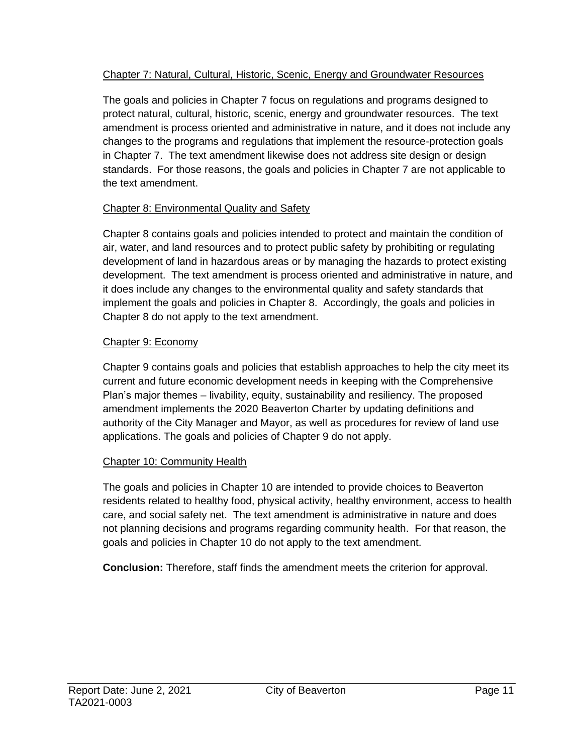Chapter 7: Natural, Cultural, Historic, Scenic, Energy and Groundwater Resources

The goals and policies in Chapter 7 focus on regulations and programs designed to protect natural, cultural, historic, scenic, energy and groundwater resources. The text amendment is process oriented and administrative in nature, and it does not include any changes to the programs and regulations that implement the resource-protection goals in Chapter 7. The text amendment likewise does not address site design or design standards. For those reasons, the goals and policies in Chapter 7 are not applicable to the text amendment.

Chapter 8: Environmental Quality and Safety

Chapter 8 contains goals and policies intended to protect and maintain the condition of air, water, and land resources and to protect public safety by prohibiting or regulating development of land in hazardous areas or by managing the hazards to protect existing development. The text amendment is process oriented and administrative in nature, and it does include any changes to the environmental quality and safety standards that implement the goals and policies in Chapter 8. Accordingly, the goals and policies in Chapter 8 do not apply to the text amendment.

Chapter 9: Economy

Chapter 9 contains goals and policies that establish approaches to help the city meet its current and future economic development needs in keeping with the Comprehensive Plan's major themes – livability, equity, sustainability and resiliency. The proposed amendment implements the 2020 Beaverton Charter by updating definitions and authority of the City Manager and Mayor, as well as procedures for review of land use applications. The goals and policies of Chapter 9 do not apply.

Chapter 10: Community Health

The goals and policies in Chapter 10 are intended to provide choices to Beaverton residents related to healthy food, physical activity, healthy environment, access to health care, and social safety net. The text amendment is administrative in nature and does not planning decisions and programs regarding community health. For that reason, the goals and policies in Chapter 10 do not apply to the text amendment.

**Conclusion:** Therefore, staff finds the amendment meets the criterion for approval.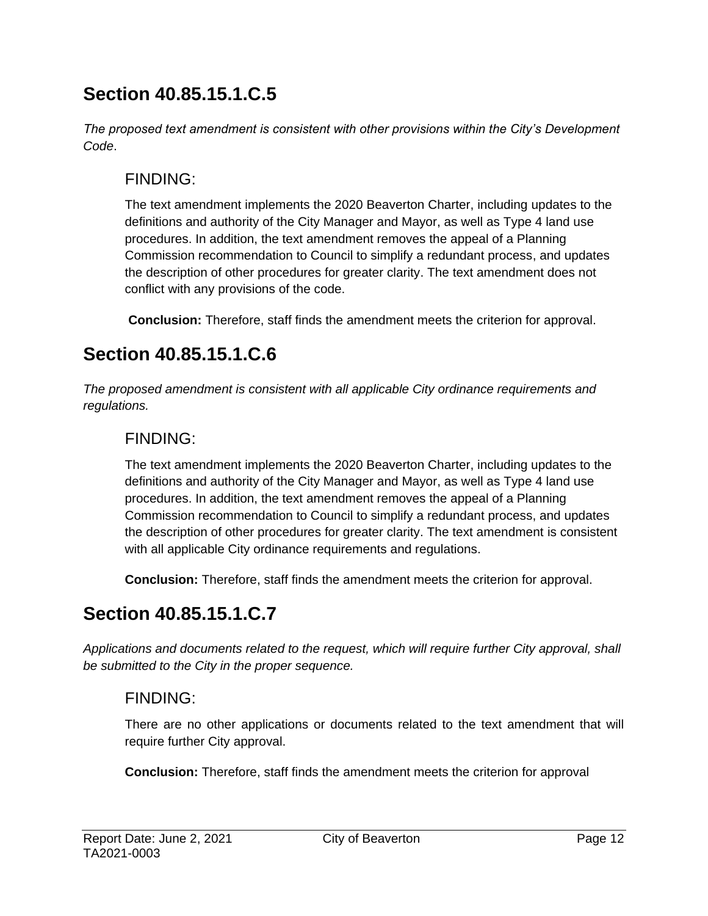## Section 40.85.15.1.C.5

*The proposed text amendment is consistent with other provisions within the City's Development Code*.

### FINDING:

The text amendment implements the 2020 Beaverton Charter, including updates to the definitions and authority of the City Manager and Mayor, as well as Type 4 land use procedures. In addition, the text amendment removes the appeal of a Planning Commission recommendation to Council to simplify a redundant process, and updates the description of other procedures for greater clarity. The text amendment does not conflict with any provisions of the code.

**Conclusion:** Therefore, staff finds the amendment meets the criterion for approval.

## Section 40.85.15.1.C.6

*The proposed amendment is consistent with all applicable City ordinance requirements and regulations.*

### FINDING:

The text amendment implements the 2020 Beaverton Charter, including updates to the definitions and authority of the City Manager and Mayor, as well as Type 4 land use procedures. In addition, the text amendment removes the appeal of a Planning Commission recommendation to Council to simplify a redundant process, and updates the description of other procedures for greater clarity. The text amendment is consistent with all applicable City ordinance requirements and regulations.

**Conclusion:** Therefore, staff finds the amendment meets the criterion for approval.

## Section 40.85.15.1.C.7

*Applications and documents related to the request, which will require further City approval, shall be submitted to the City in the proper sequence.*

### FINDING:

There are no other applications or documents related to the text amendment that will require further City approval.

**Conclusion:** Therefore, staff finds the amendment meets the criterion for approval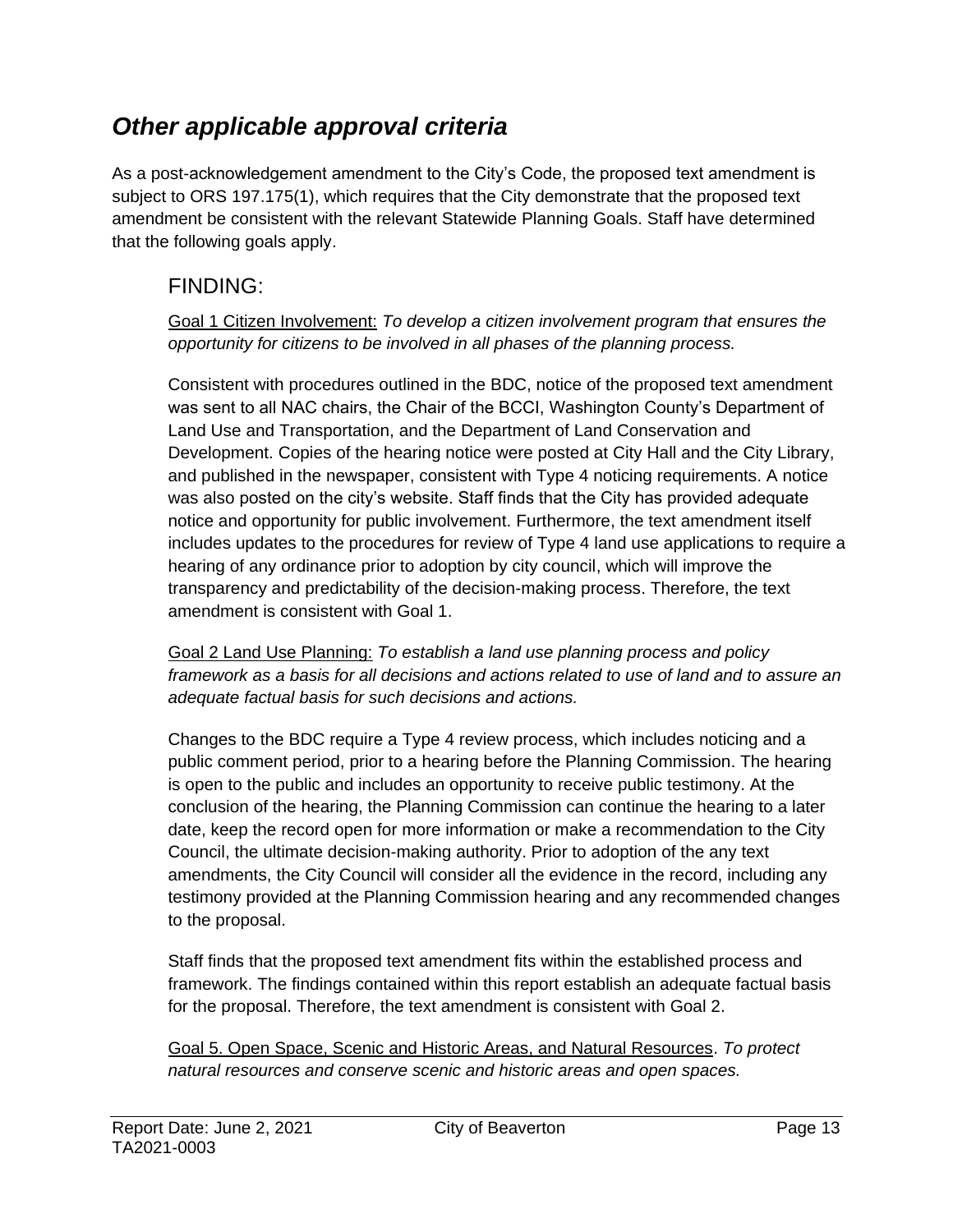## *Other applicable approval criteria*

As a post-acknowledgement amendment to the City's Code, the proposed text amendment is subject to ORS 197.175(1), which requires that the City demonstrate that the proposed text amendment be consistent with the relevant Statewide Planning Goals. Staff have determined that the following goals apply.

### FINDING:

Goal 1 Citizen Involvement: *To develop a citizen involvement program that ensures the opportunity for citizens to be involved in all phases of the planning process.*

Consistent with procedures outlined in the BDC, notice of the proposed text amendment was sent to all NAC chairs, the Chair of the BCCI, Washington County's Department of Land Use and Transportation, and the Department of Land Conservation and Development. Copies of the hearing notice were posted at City Hall and the City Library, and published in the newspaper, consistent with Type 4 noticing requirements. A notice was also posted on the city's website. Staff finds that the City has provided adequate notice and opportunity for public involvement. Furthermore, the text amendment itself includes updates to the procedures for review of Type 4 land use applications to require a hearing of any ordinance prior to adoption by city council, which will improve the transparency and predictability of the decision-making process. Therefore, the text amendment is consistent with Goal 1.

Goal 2 Land Use Planning: *To establish a land use planning process and policy framework as a basis for all decisions and actions related to use of land and to assure an adequate factual basis for such decisions and actions.*

Changes to the BDC require a Type 4 review process, which includes noticing and a public comment period, prior to a hearing before the Planning Commission. The hearing is open to the public and includes an opportunity to receive public testimony. At the conclusion of the hearing, the Planning Commission can continue the hearing to a later date, keep the record open for more information or make a recommendation to the City Council, the ultimate decision-making authority. Prior to adoption of the any text amendments, the City Council will consider all the evidence in the record, including any testimony provided at the Planning Commission hearing and any recommended changes to the proposal.

Staff finds that the proposed text amendment fits within the established process and framework. The findings contained within this report establish an adequate factual basis for the proposal. Therefore, the text amendment is consistent with Goal 2.

Goal 5. Open Space, Scenic and Historic Areas, and Natural Resources. *To protect natural resources and conserve scenic and historic areas and open spaces.*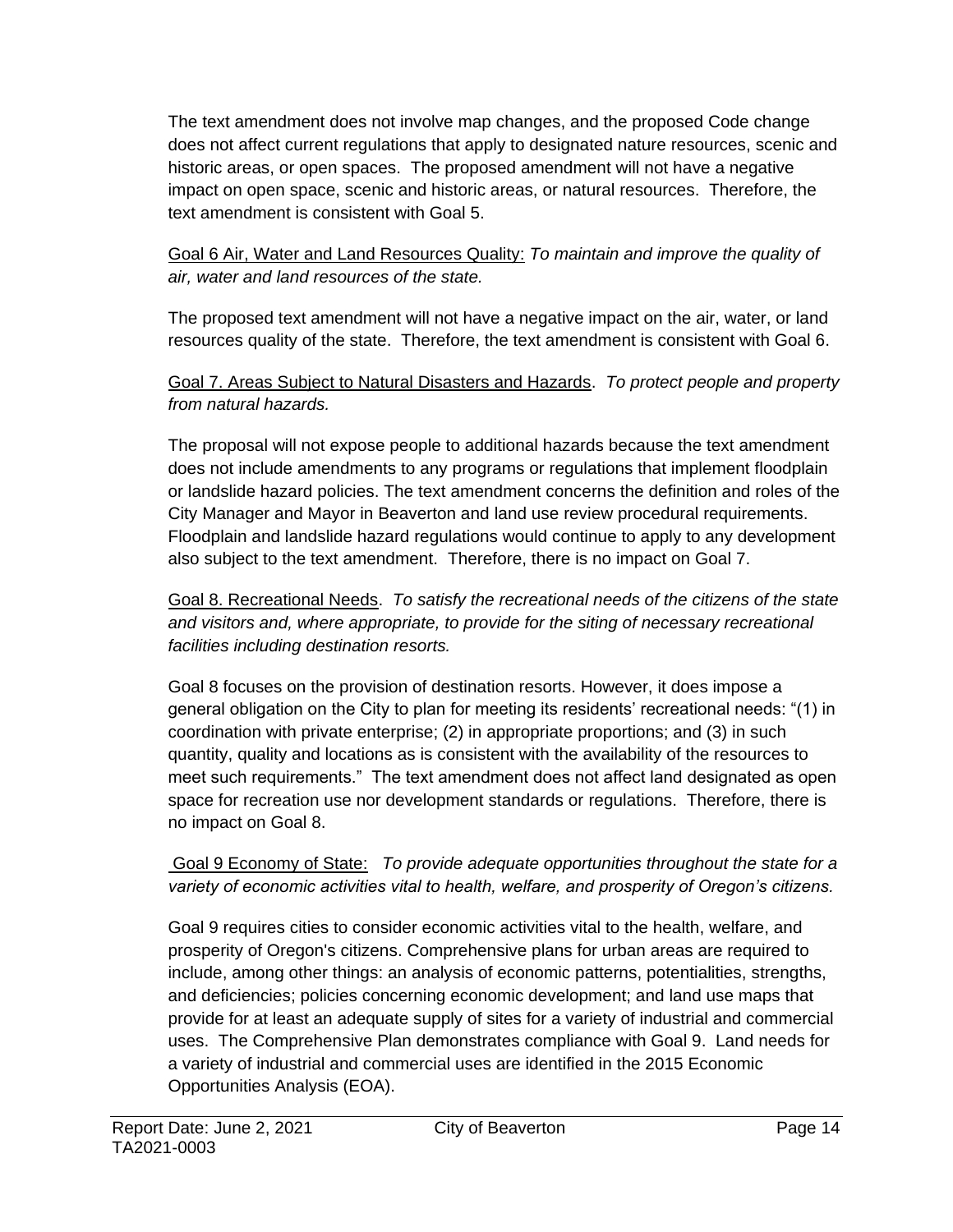The text amendment does not involve map changes, and the proposed Code change does not affect current regulations that apply to designated nature resources, scenic and historic areas, or open spaces. The proposed amendment will not have a negative impact on open space, scenic and historic areas, or natural resources. Therefore, the text amendment is consistent with Goal 5.

Goal 6 Air, Water and Land Resources Quality: *To maintain and improve the quality of air, water and land resources of the state.*

The proposed text amendment will not have a negative impact on the air, water, or land resources quality of the state. Therefore, the text amendment is consistent with Goal 6.

Goal 7. Areas Subject to Natural Disasters and Hazards. *To protect people and property from natural hazards.*

The proposal will not expose people to additional hazards because the text amendment does not include amendments to any programs or regulations that implement floodplain or landslide hazard policies. The text amendment concerns the definition and roles of the City Manager and Mayor in Beaverton and land use review procedural requirements. Floodplain and landslide hazard regulations would continue to apply to any development also subject to the text amendment. Therefore, there is no impact on Goal 7.

Goal 8. Recreational Needs. *To satisfy the recreational needs of the citizens of the state and visitors and, where appropriate, to provide for the siting of necessary recreational facilities including destination resorts.*

Goal 8 focuses on the provision of destination resorts. However, it does impose a general obligation on the City to plan for meeting its residents' recreational needs: "(1) in coordination with private enterprise; (2) in appropriate proportions; and (3) in such quantity, quality and locations as is consistent with the availability of the resources to meet such requirements." The text amendment does not affect land designated as open space for recreation use nor development standards or regulations. Therefore, there is no impact on Goal 8.

Goal 9 Economy of State: *To provide adequate opportunities throughout the state for a variety of economic activities vital to health, welfare, and prosperity of Oregon's citizens.*

Goal 9 requires cities to consider economic activities vital to the health, welfare, and prosperity of Oregon's citizens. Comprehensive plans for urban areas are required to include, among other things: an analysis of economic patterns, potentialities, strengths, and deficiencies; policies concerning economic development; and land use maps that provide for at least an adequate supply of sites for a variety of industrial and commercial uses. The Comprehensive Plan demonstrates compliance with Goal 9. Land needs for a variety of industrial and commercial uses are identified in the 2015 Economic Opportunities Analysis (EOA).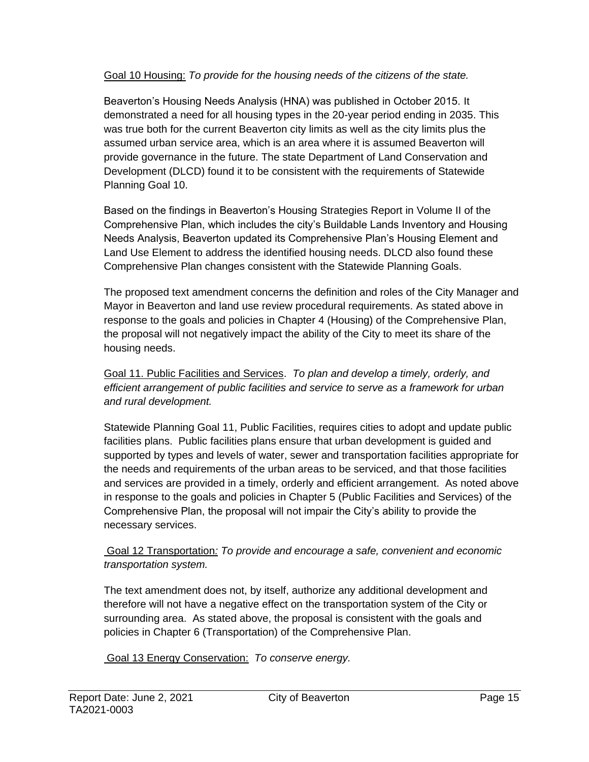Goal 10 Housing: *To provide for the housing needs of the citizens of the state.*

Beaverton's Housing Needs Analysis (HNA) was published in October 2015. It demonstrated a need for all housing types in the 20-year period ending in 2035. This was true both for the current Beaverton city limits as well as the city limits plus the assumed urban service area, which is an area where it is assumed Beaverton will provide governance in the future. The state Department of Land Conservation and Development (DLCD) found it to be consistent with the requirements of Statewide Planning Goal 10.

Based on the findings in Beaverton's Housing Strategies Report in Volume II of the Comprehensive Plan, which includes the city's Buildable Lands Inventory and Housing Needs Analysis, Beaverton updated its Comprehensive Plan's Housing Element and Land Use Element to address the identified housing needs. DLCD also found these Comprehensive Plan changes consistent with the Statewide Planning Goals.

The proposed text amendment concerns the definition and roles of the City Manager and Mayor in Beaverton and land use review procedural requirements. As stated above in response to the goals and policies in Chapter 4 (Housing) of the Comprehensive Plan, the proposal will not negatively impact the ability of the City to meet its share of the housing needs.

Goal 11. Public Facilities and Services. *To plan and develop a timely, orderly, and efficient arrangement of public facilities and service to serve as a framework for urban and rural development.*

Statewide Planning Goal 11, Public Facilities, requires cities to adopt and update public facilities plans. Public facilities plans ensure that urban development is guided and supported by types and levels of water, sewer and transportation facilities appropriate for the needs and requirements of the urban areas to be serviced, and that those facilities and services are provided in a timely, orderly and efficient arrangement. As noted above in response to the goals and policies in Chapter 5 (Public Facilities and Services) of the Comprehensive Plan, the proposal will not impair the City's ability to provide the necessary services.

Goal 12 Transportation: *To provide and encourage a safe, convenient and economic transportation system.*

The text amendment does not, by itself, authorize any additional development and therefore will not have a negative effect on the transportation system of the City or surrounding area. As stated above, the proposal is consistent with the goals and policies in Chapter 6 (Transportation) of the Comprehensive Plan.

Goal 13 Energy Conservation: *To conserve energy.*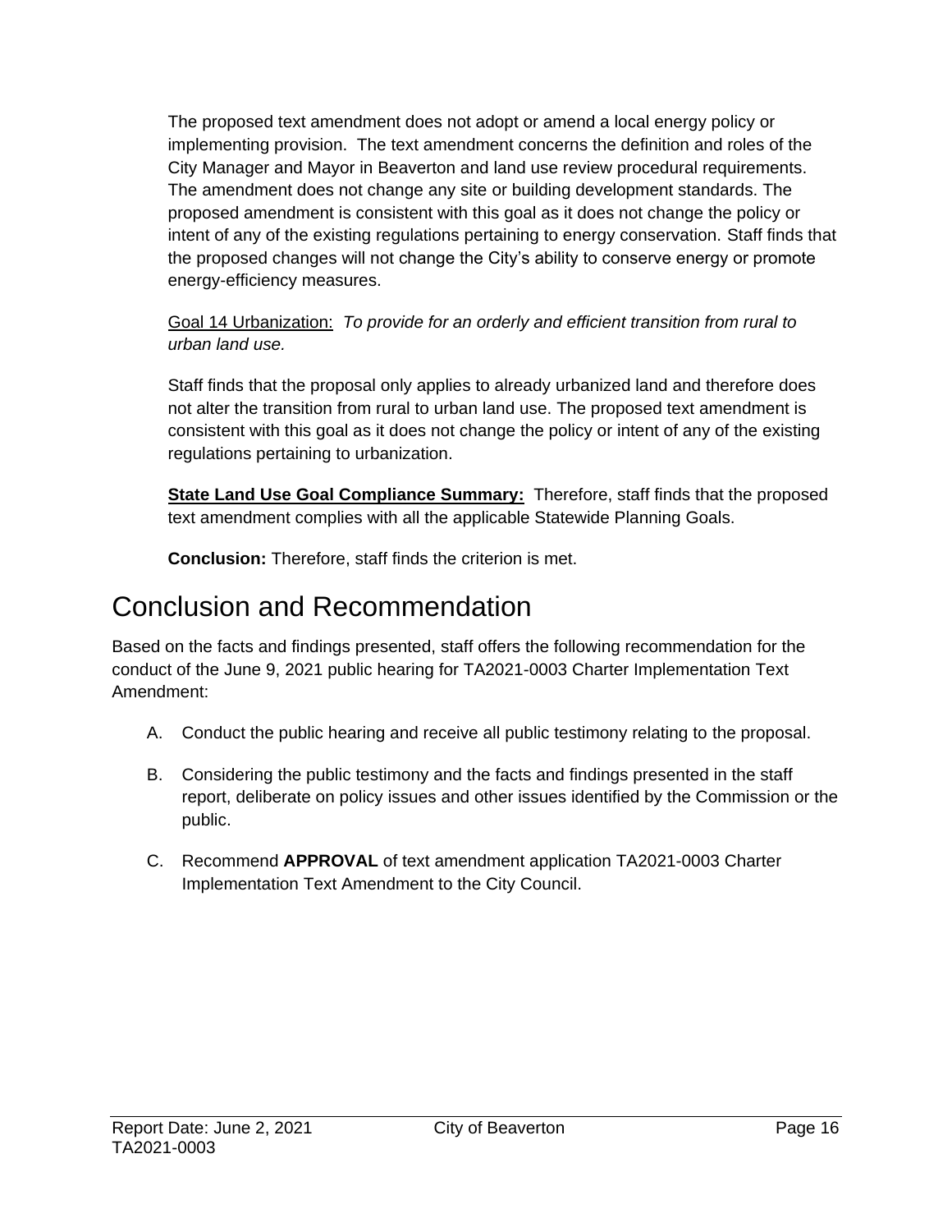The proposed text amendment does not adopt or amend a local energy policy or implementing provision. The text amendment concerns the definition and roles of the City Manager and Mayor in Beaverton and land use review procedural requirements. The amendment does not change any site or building development standards. The proposed amendment is consistent with this goal as it does not change the policy or intent of any of the existing regulations pertaining to energy conservation. Staff finds that the proposed changes will not change the City's ability to conserve energy or promote energy-efficiency measures.

<u>Goal 14 Urbanization:</u> *To provide for an orderly and efficient transition from rural to urban land use.*

Staff finds that the proposal only applies to already urbanized land and therefore does not alter the transition from rural to urban land use. The proposed text amendment is consistent with this goal as it does not change the policy or intent of any of the existing regulations pertaining to urbanization.

**<u>State Land Use Goal Compliance Summary:</u>** Therefore, staff finds that the proposed text amendment complies with all the applicable Statewide Planning Goals.

**Conclusion:** Therefore, staff finds the criterion is met.

# Conclusion and Recommendation

Based on the facts and findings presented, staff offers the following recommendation for the conduct of the June 9, 2021 public hearing for TA2021-0003 Charter Implementation Text Amendment:

A. Conduct the public hearing and receive all public testimony relating to the proposal.

B. Considering the public testimony and the facts and findings presented in the staff report, deliberate on policy issues and other issues identified by the Commission or the public.

C. Recommend **APPROVAL** of text amendment application TA2021-0003 Charter Implementation Text Amendment to the City Council.